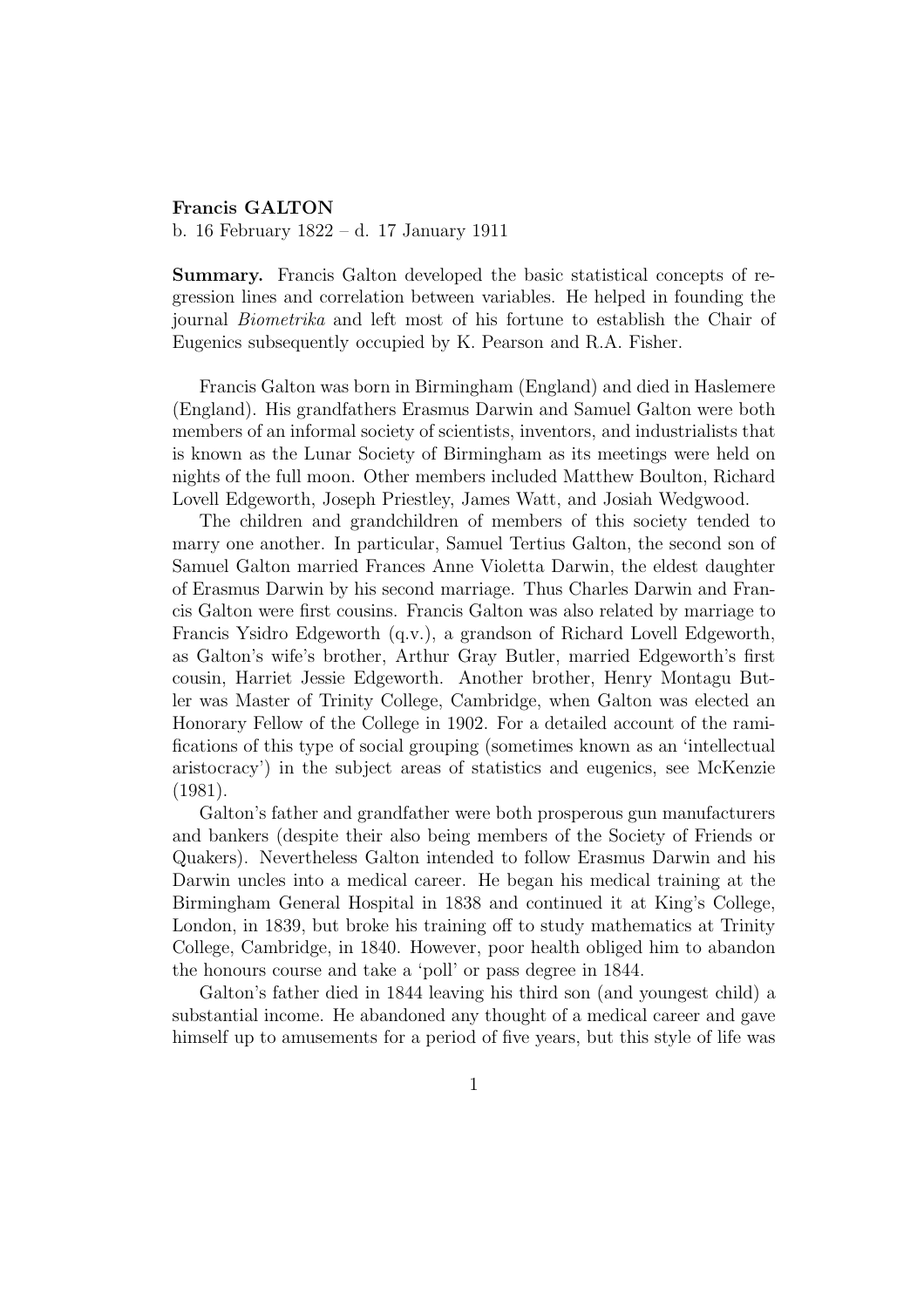**Francis GALTON**
b. 16 February 1822 – d. 17 January 1911

**Summary.** Francis Galton developed the basic statistical concepts of regression lines and correlation between variables. He helped in founding the journal *Biometrika* and left most of his fortune to establish the Chair of Eugenics subsequently occupied by K. Pearson and R.A. Fisher.

Francis Galton was born in Birmingham (England) and died in Haslemere (England). His grandfathers Erasmus Darwin and Samuel Galton were both members of an informal society of scientists, inventors, and industrialists that is known as the Lunar Society of Birmingham as its meetings were held on nights of the full moon. Other members included Matthew Boulton, Richard Lovell Edgeworth, Joseph Priestley, James Watt, and Josiah Wedgwood.

The children and grandchildren of members of this society tended to marry one another. In particular, Samuel Tertius Galton, the second son of Samuel Galton married Frances Anne Violetta Darwin, the eldest daughter of Erasmus Darwin by his second marriage. Thus Charles Darwin and Francis Galton were first cousins. Francis Galton was also related by marriage to Francis Ysidro Edgeworth (q.v.), a grandson of Richard Lovell Edgeworth, as Galton's wife's brother, Arthur Gray Butler, married Edgeworth's first cousin, Harriet Jessie Edgeworth. Another brother, Henry Montagu Butler was Master of Trinity College, Cambridge, when Galton was elected an Honorary Fellow of the College in 1902. For a detailed account of the ramifications of this type of social grouping (sometimes known as an 'intellectual aristocracy') in the subject areas of statistics and eugenics, see McKenzie (1981).

Galton's father and grandfather were both prosperous gun manufacturers and bankers (despite their also being members of the Society of Friends or Quakers). Nevertheless Galton intended to follow Erasmus Darwin and his Darwin uncles into a medical career. He began his medical training at the Birmingham General Hospital in 1838 and continued it at King's College, London, in 1839, but broke his training off to study mathematics at Trinity College, Cambridge, in 1840. However, poor health obliged him to abandon the honours course and take a 'poll' or pass degree in 1844.

Galton's father died in 1844 leaving his third son (and youngest child) a substantial income. He abandoned any thought of a medical career and gave himself up to amusements for a period of five years, but this style of life was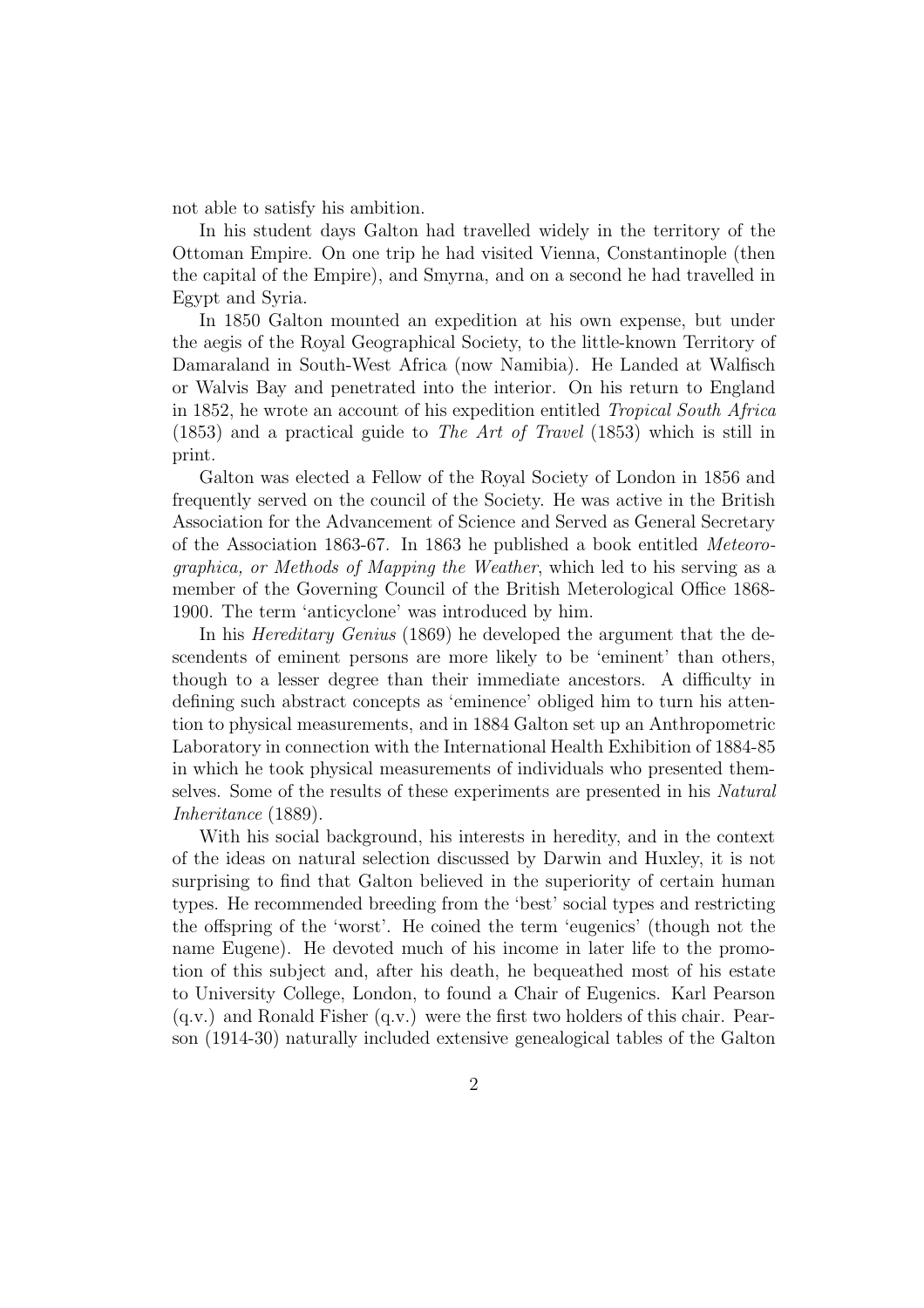not able to satisfy his ambition.

In his student days Galton had travelled widely in the territory of the Ottoman Empire. On one trip he had visited Vienna, Constantinople (then the capital of the Empire), and Smyrna, and on a second he had travelled in Egypt and Syria.

In 1850 Galton mounted an expedition at his own expense, but under the aegis of the Royal Geographical Society, to the little-known Territory of Damaraland in South-West Africa (now Namibia). He Landed at Walfisch or Walvis Bay and penetrated into the interior. On his return to England in 1852, he wrote an account of his expedition entitled *Tropical South Africa* (1853) and a practical guide to *The Art of Travel* (1853) which is still in print.

Galton was elected a Fellow of the Royal Society of London in 1856 and frequently served on the council of the Society. He was active in the British Association for the Advancement of Science and Served as General Secretary of the Association 1863-67. In 1863 he published a book entitled *Meteorographica, or Methods of Mapping the Weather*, which led to his serving as a member of the Governing Council of the British Meterological Office 1868-1900. The term 'anticyclone' was introduced by him.

In his *Hereditary Genius* (1869) he developed the argument that the descendents of eminent persons are more likely to be 'eminent' than others, though to a lesser degree than their immediate ancestors. A difficulty in defining such abstract concepts as 'eminence' obliged him to turn his attention to physical measurements, and in 1884 Galton set up an Anthropometric Laboratory in connection with the International Health Exhibition of 1884-85 in which he took physical measurements of individuals who presented themselves. Some of the results of these experiments are presented in his *Natural Inheritance* (1889).

With his social background, his interests in heredity, and in the context of the ideas on natural selection discussed by Darwin and Huxley, it is not surprising to find that Galton believed in the superiority of certain human types. He recommended breeding from the 'best' social types and restricting the offspring of the 'worst'. He coined the term 'eugenics' (though not the name Eugene). He devoted much of his income in later life to the promotion of this subject and, after his death, he bequeathed most of his estate to University College, London, to found a Chair of Eugenics. Karl Pearson (q.v.) and Ronald Fisher (q.v.) were the first two holders of this chair. Pearson (1914-30) naturally included extensive genealogical tables of the Galton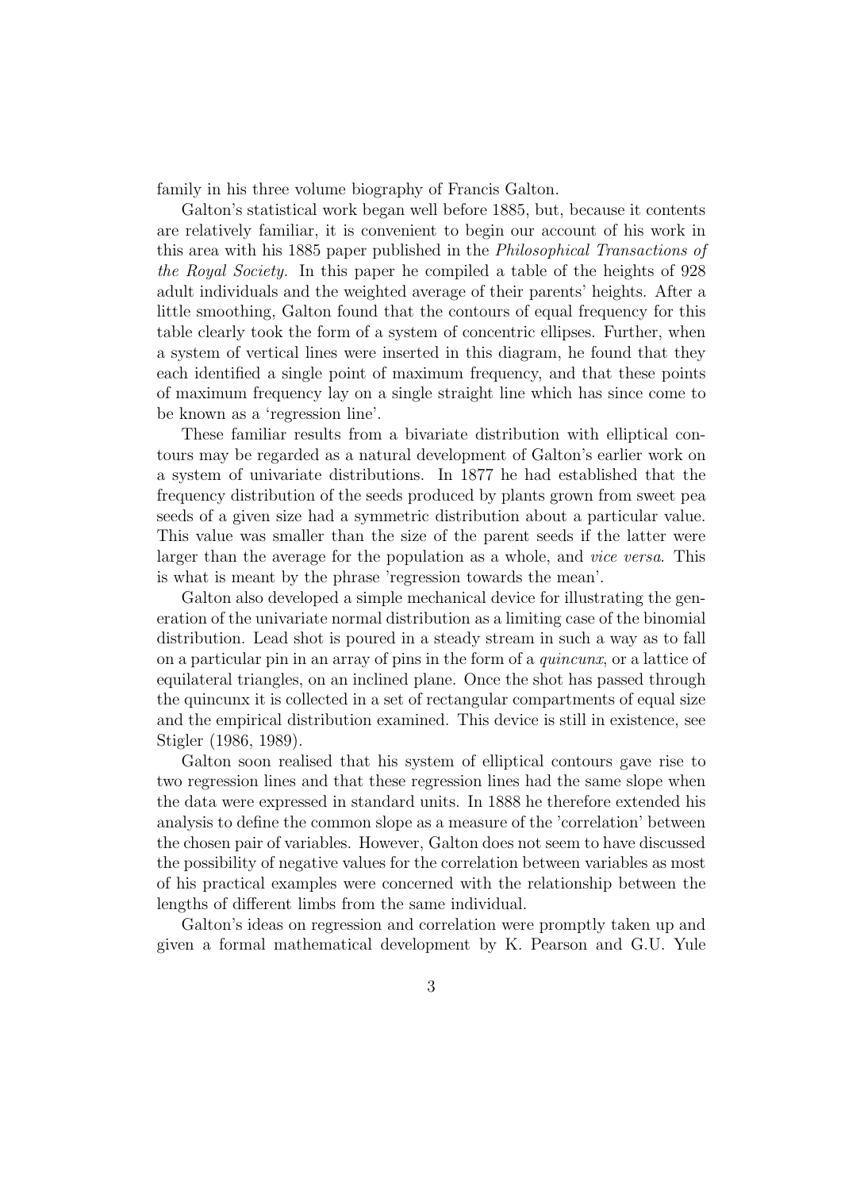family in his three volume biography of Francis Galton.

Galton's statistical work began well before 1885, but, because it contents are relatively familiar, it is convenient to begin our account of his work in this area with his 1885 paper published in the *Philosophical Transactions of the Royal Society.* In this paper he compiled a table of the heights of 928 adult individuals and the weighted average of their parents' heights. After a little smoothing, Galton found that the contours of equal frequency for this table clearly took the form of a system of concentric ellipses. Further, when a system of vertical lines were inserted in this diagram, he found that they each identified a single point of maximum frequency, and that these points of maximum frequency lay on a single straight line which has since come to be known as a 'regression line'.

These familiar results from a bivariate distribution with elliptical contours may be regarded as a natural development of Galton's earlier work on a system of univariate distributions. In 1877 he had established that the frequency distribution of the seeds produced by plants grown from sweet pea seeds of a given size had a symmetric distribution about a particular value. This value was smaller than the size of the parent seeds if the latter were larger than the average for the population as a whole, and *vice versa*. This is what is meant by the phrase 'regression towards the mean'.

Galton also developed a simple mechanical device for illustrating the generation of the univariate normal distribution as a limiting case of the binomial distribution. Lead shot is poured in a steady stream in such a way as to fall on a particular pin in an array of pins in the form of a *quincunx*, or a lattice of equilateral triangles, on an inclined plane. Once the shot has passed through the quincunx it is collected in a set of rectangular compartments of equal size and the empirical distribution examined. This device is still in existence, see Stigler (1986, 1989).

Galton soon realised that his system of elliptical contours gave rise to two regression lines and that these regression lines had the same slope when the data were expressed in standard units. In 1888 he therefore extended his analysis to define the common slope as a measure of the 'correlation' between the chosen pair of variables. However, Galton does not seem to have discussed the possibility of negative values for the correlation between variables as most of his practical examples were concerned with the relationship between the lengths of different limbs from the same individual.

Galton's ideas on regression and correlation were promptly taken up and given a formal mathematical development by K. Pearson and G.U. Yule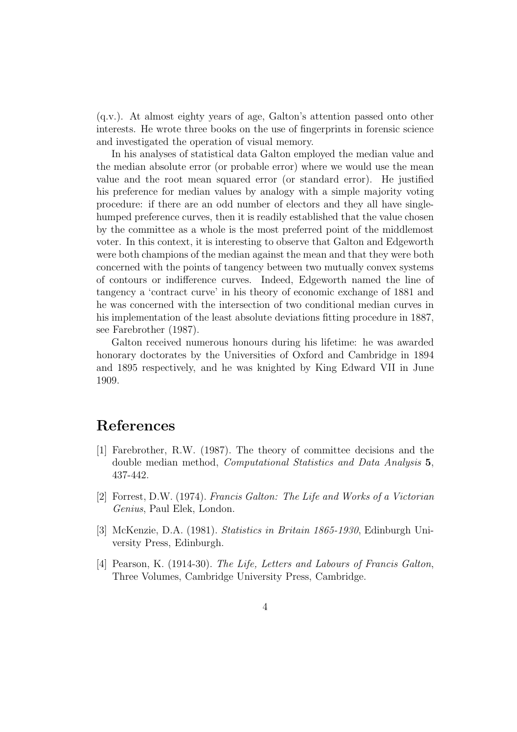(q.v.). At almost eighty years of age, Galton's attention passed onto other interests. He wrote three books on the use of fingerprints in forensic science and investigated the operation of visual memory.

In his analyses of statistical data Galton employed the median value and the median absolute error (or probable error) where we would use the mean value and the root mean squared error (or standard error). He justified his preference for median values by analogy with a simple majority voting procedure: if there are an odd number of electors and they all have single-humped preference curves, then it is readily established that the value chosen by the committee as a whole is the most preferred point of the middlemost voter. In this context, it is interesting to observe that Galton and Edgeworth were both champions of the median against the mean and that they were both concerned with the points of tangency between two mutually convex systems of contours or indifference curves. Indeed, Edgeworth named the line of tangency a 'contract curve' in his theory of economic exchange of 1881 and he was concerned with the intersection of two conditional median curves in his implementation of the least absolute deviations fitting procedure in 1887, see Farebrother (1987).

Galton received numerous honours during his lifetime: he was awarded honorary doctorates by the Universities of Oxford and Cambridge in 1894 and 1895 respectively, and he was knighted by King Edward VII in June 1909.

# References

[1] Farebrother, R.W. (1987). The theory of committee decisions and the double median method, *Computational Statistics and Data Analysis* **5**, 437-442.

[2] Forrest, D.W. (1974). *Francis Galton: The Life and Works of a Victorian Genius*, Paul Elek, London.

[3] McKenzie, D.A. (1981). *Statistics in Britain 1865-1930*, Edinburgh University Press, Edinburgh.

[4] Pearson, K. (1914-30). *The Life, Letters and Labours of Francis Galton*, Three Volumes, Cambridge University Press, Cambridge.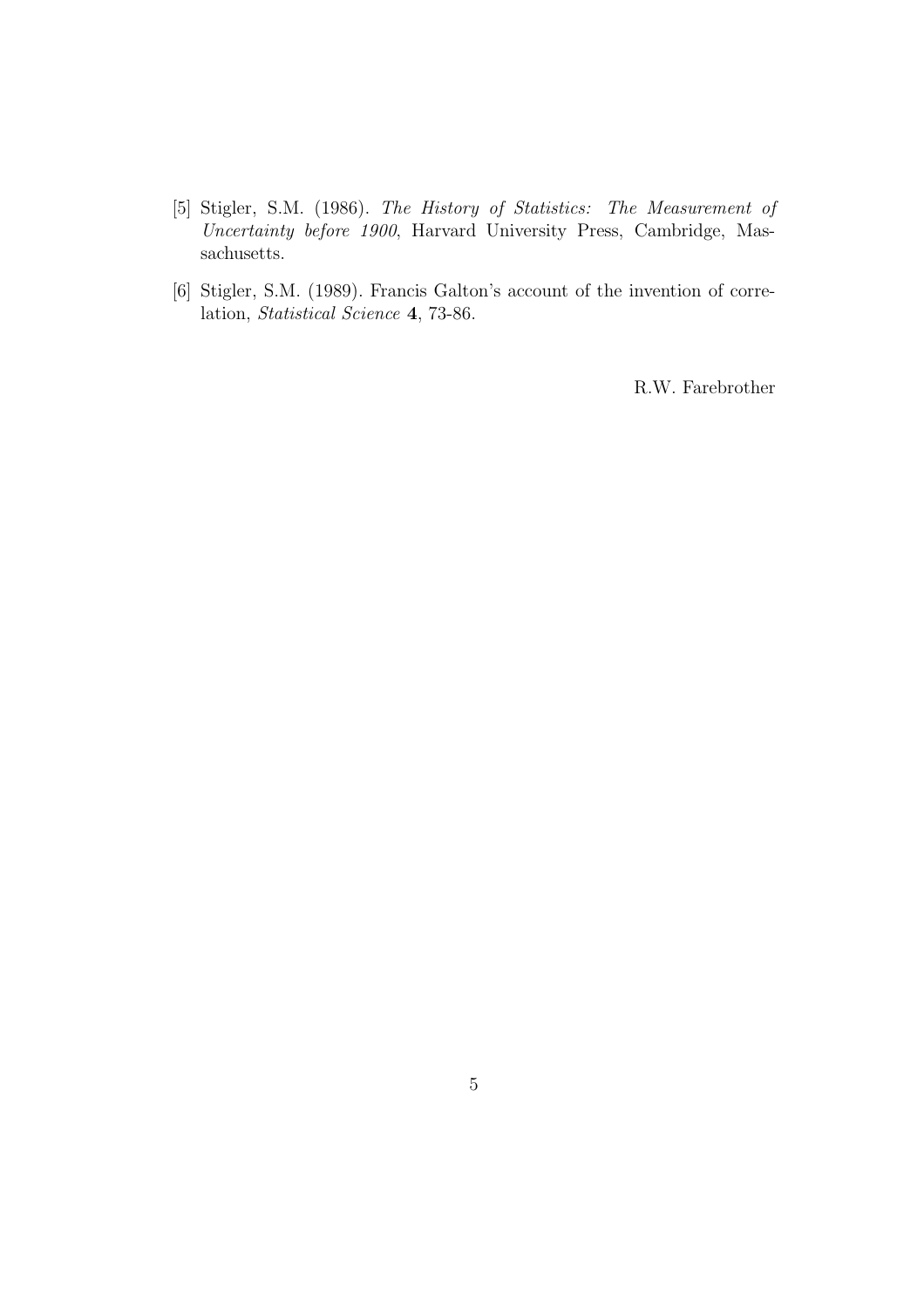[5] Stigler, S.M. (1986). *The History of Statistics: The Measurement of Uncertainty before 1900*, Harvard University Press, Cambridge, Massachusetts.

[6] Stigler, S.M. (1989). Francis Galton's account of the invention of correlation, *Statistical Science* **4**, 73-86.

R.W. Farebrother